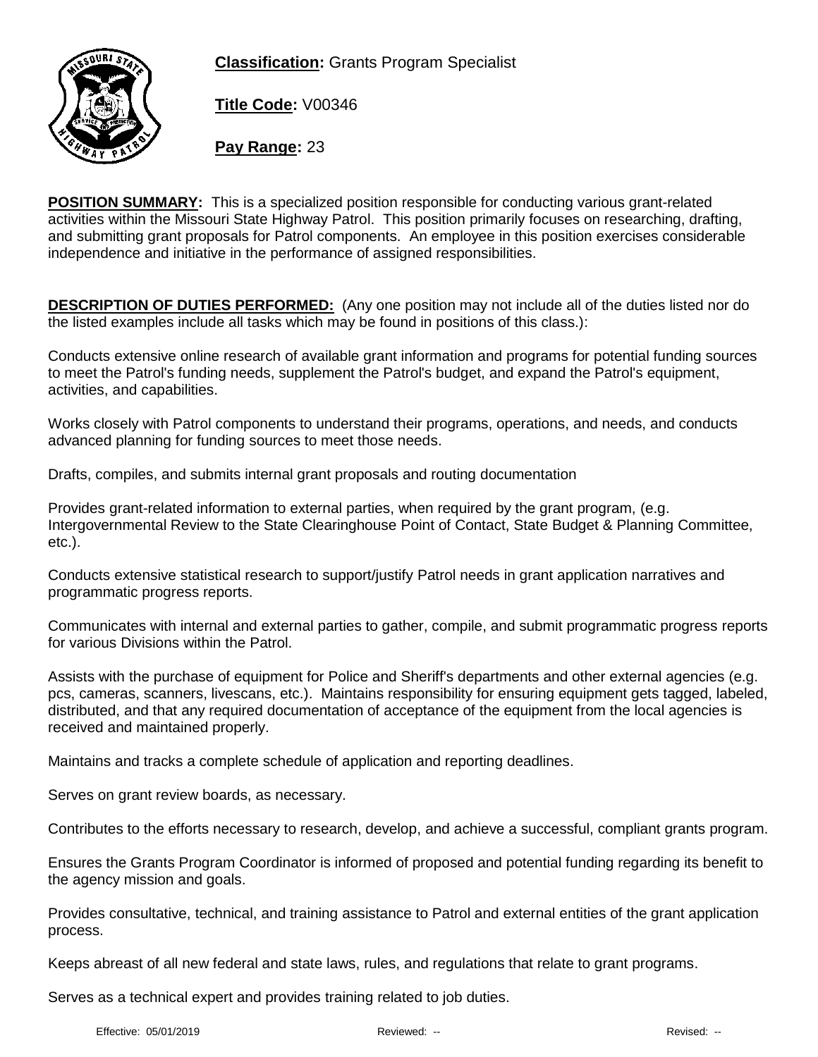**Classification:** Grants Program Specialist

**Title Code:** V00346

**Pay Range:** 23

**POSITION SUMMARY:** This is a specialized position responsible for conducting various grant-related activities within the Missouri State Highway Patrol. This position primarily focuses on researching, drafting, and submitting grant proposals for Patrol components. An employee in this position exercises considerable independence and initiative in the performance of assigned responsibilities.

**DESCRIPTION OF DUTIES PERFORMED:** (Any one position may not include all of the duties listed nor do the listed examples include all tasks which may be found in positions of this class.):

Conducts extensive online research of available grant information and programs for potential funding sources to meet the Patrol's funding needs, supplement the Patrol's budget, and expand the Patrol's equipment, activities, and capabilities.

Works closely with Patrol components to understand their programs, operations, and needs, and conducts advanced planning for funding sources to meet those needs.

Drafts, compiles, and submits internal grant proposals and routing documentation

Provides grant-related information to external parties, when required by the grant program, (e.g. Intergovernmental Review to the State Clearinghouse Point of Contact, State Budget & Planning Committee, etc.).

Conducts extensive statistical research to support/justify Patrol needs in grant application narratives and programmatic progress reports.

Communicates with internal and external parties to gather, compile, and submit programmatic progress reports for various Divisions within the Patrol.

Assists with the purchase of equipment for Police and Sheriff's departments and other external agencies (e.g. pcs, cameras, scanners, livescans, etc.). Maintains responsibility for ensuring equipment gets tagged, labeled, distributed, and that any required documentation of acceptance of the equipment from the local agencies is received and maintained properly.

Maintains and tracks a complete schedule of application and reporting deadlines.

Serves on grant review boards, as necessary.

Contributes to the efforts necessary to research, develop, and achieve a successful, compliant grants program.

Ensures the Grants Program Coordinator is informed of proposed and potential funding regarding its benefit to the agency mission and goals.

Provides consultative, technical, and training assistance to Patrol and external entities of the grant application process.

Keeps abreast of all new federal and state laws, rules, and regulations that relate to grant programs.

Serves as a technical expert and provides training related to job duties.

Effective: 05/01/2019 Reviewed: -- Revised: --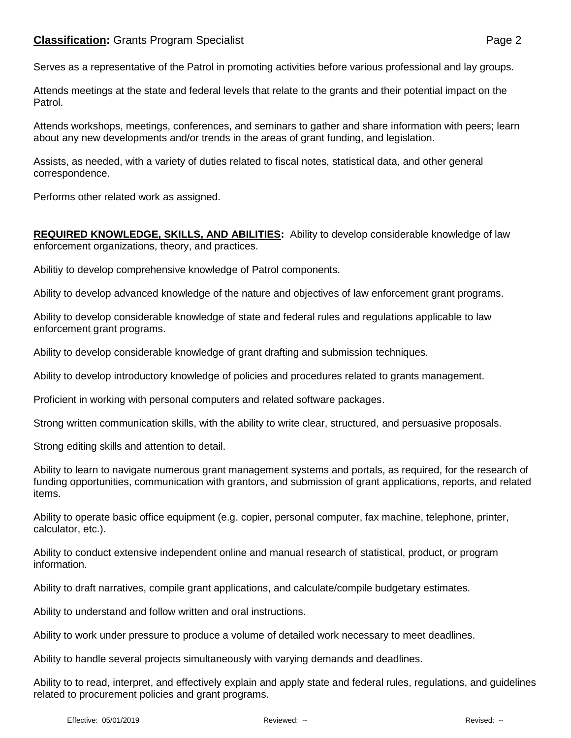Serves as a representative of the Patrol in promoting activities before various professional and lay groups.

Attends meetings at the state and federal levels that relate to the grants and their potential impact on the Patrol.

Attends workshops, meetings, conferences, and seminars to gather and share information with peers; learn about any new developments and/or trends in the areas of grant funding, and legislation.

Assists, as needed, with a variety of duties related to fiscal notes, statistical data, and other general correspondence.

Performs other related work as assigned.

**REQUIRED KNOWLEDGE, SKILLS, AND ABILITIES:** Ability to develop considerable knowledge of law enforcement organizations, theory, and practices.

Abilitiy to develop comprehensive knowledge of Patrol components.

Ability to develop advanced knowledge of the nature and objectives of law enforcement grant programs.

Ability to develop considerable knowledge of state and federal rules and regulations applicable to law enforcement grant programs.

Ability to develop considerable knowledge of grant drafting and submission techniques.

Ability to develop introductory knowledge of policies and procedures related to grants management.

Proficient in working with personal computers and related software packages.

Strong written communication skills, with the ability to write clear, structured, and persuasive proposals.

Strong editing skills and attention to detail.

Ability to learn to navigate numerous grant management systems and portals, as required, for the research of funding opportunities, communication with grantors, and submission of grant applications, reports, and related items.

Ability to operate basic office equipment (e.g. copier, personal computer, fax machine, telephone, printer, calculator, etc.).

Ability to conduct extensive independent online and manual research of statistical, product, or program information.

Ability to draft narratives, compile grant applications, and calculate/compile budgetary estimates.

Ability to understand and follow written and oral instructions.

Ability to work under pressure to produce a volume of detailed work necessary to meet deadlines.

Ability to handle several projects simultaneously with varying demands and deadlines.

Ability to to read, interpret, and effectively explain and apply state and federal rules, regulations, and guidelines related to procurement policies and grant programs.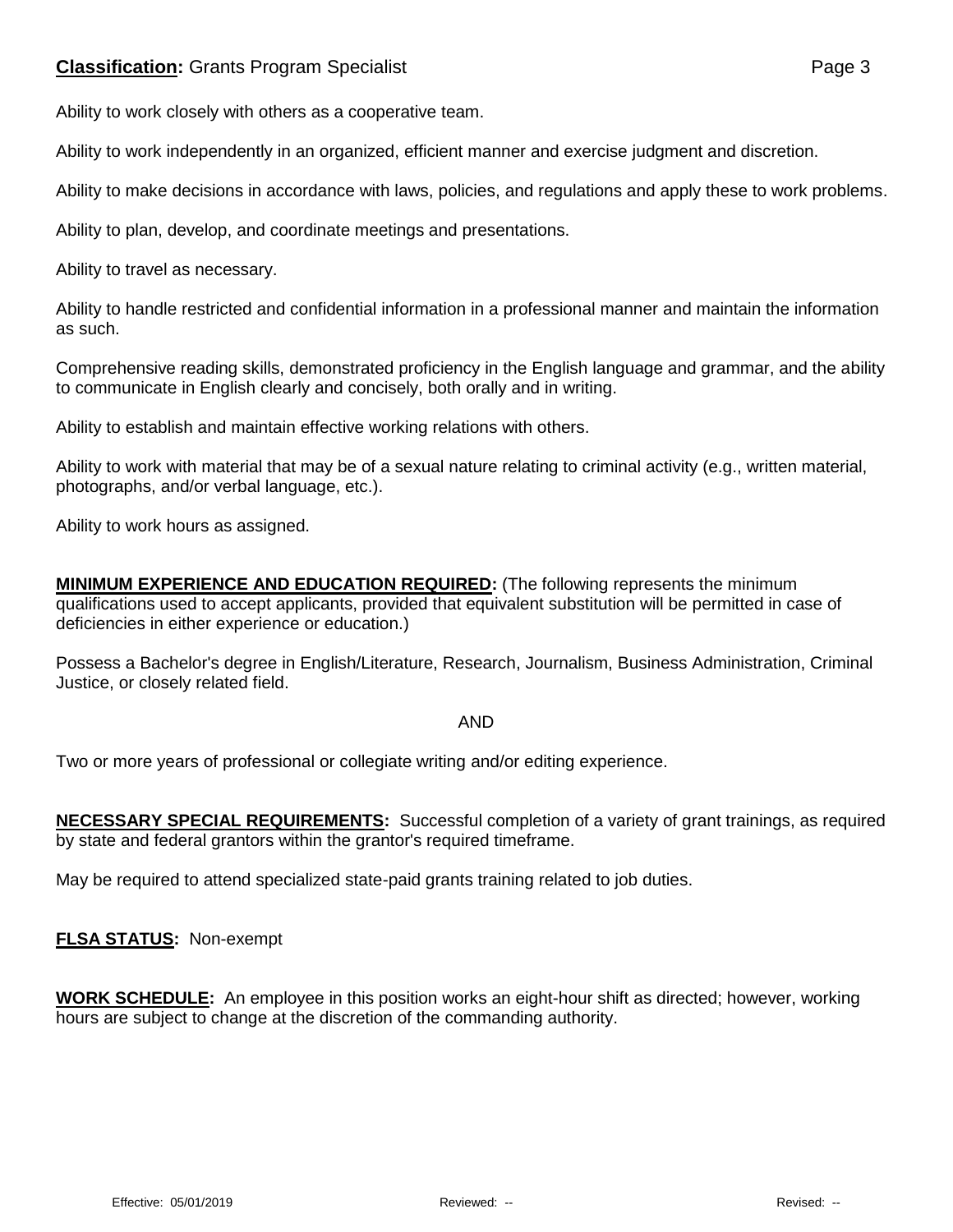Ability to work closely with others as a cooperative team.

Ability to work independently in an organized, efficient manner and exercise judgment and discretion.

Ability to make decisions in accordance with laws, policies, and regulations and apply these to work problems.

Ability to plan, develop, and coordinate meetings and presentations.

Ability to travel as necessary.

Ability to handle restricted and confidential information in a professional manner and maintain the information as such.

Comprehensive reading skills, demonstrated proficiency in the English language and grammar, and the ability to communicate in English clearly and concisely, both orally and in writing.

Ability to establish and maintain effective working relations with others.

Ability to work with material that may be of a sexual nature relating to criminal activity (e.g., written material, photographs, and/or verbal language, etc.).

Ability to work hours as assigned.

**MINIMUM EXPERIENCE AND EDUCATION REQUIRED:** (The following represents the minimum qualifications used to accept applicants, provided that equivalent substitution will be permitted in case of deficiencies in either experience or education.)

Possess a Bachelor's degree in English/Literature, Research, Journalism, Business Administration, Criminal Justice, or closely related field.

AND

Two or more years of professional or collegiate writing and/or editing experience.

**NECESSARY SPECIAL REQUIREMENTS:** Successful completion of a variety of grant trainings, as required by state and federal grantors within the grantor's required timeframe.

May be required to attend specialized state-paid grants training related to job duties.

**FLSA STATUS:** Non-exempt

**WORK SCHEDULE:** An employee in this position works an eight-hour shift as directed; however, working hours are subject to change at the discretion of the commanding authority.